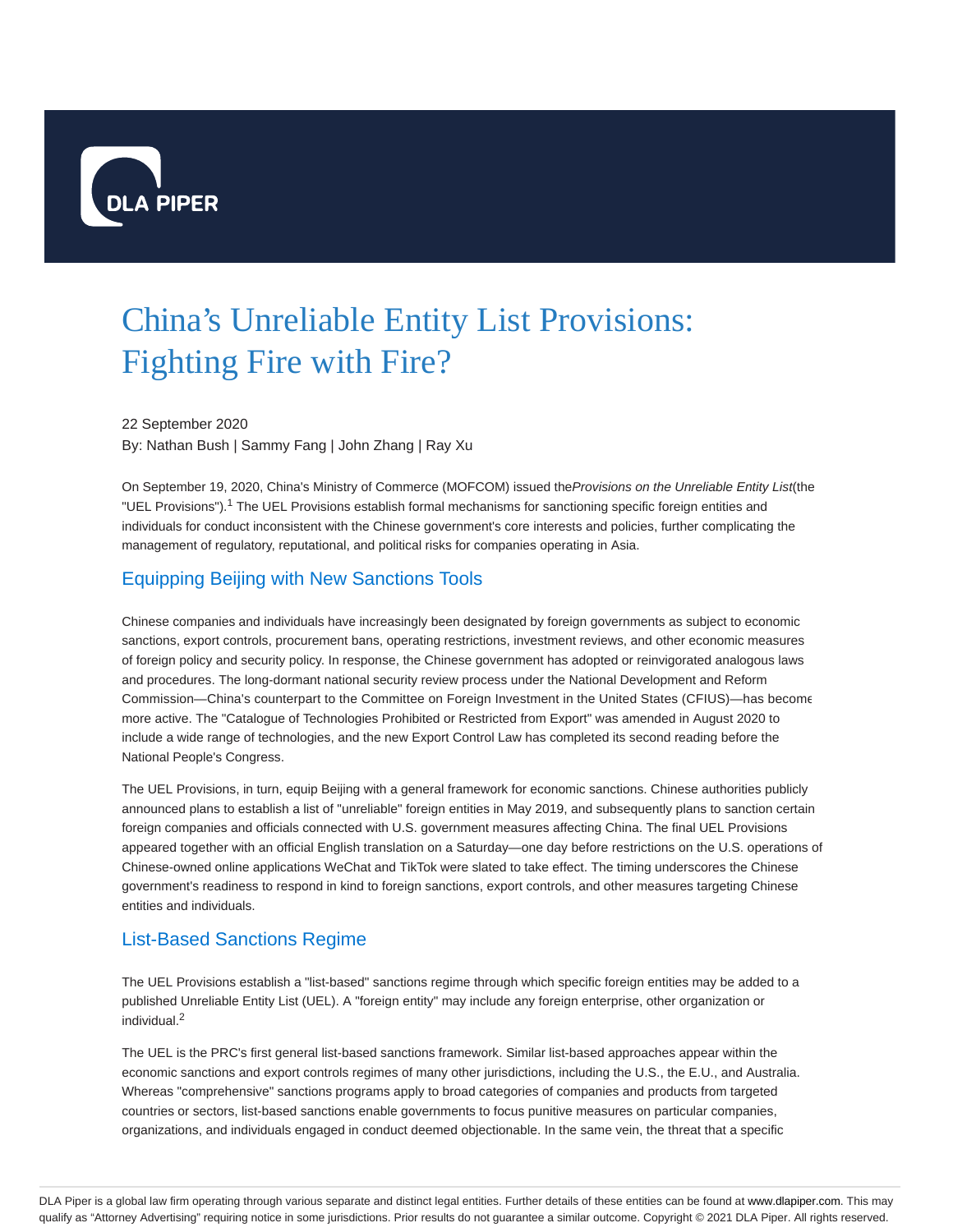# China's Unreliable Entity List Provisions: Fighting Fire with Fire?

22 September 2020

By: Nathan Bush | Sammy Fang | John Zhang | Ray Xu

On September 19, 2020, China's Ministry of Commerce (MOFCOM) issued the *Provisions on the Unreliable Entity List* (the "UEL Provisions").[1] The UEL Provisions establish formal mechanisms for sanctioning specific foreign entities and individuals for conduct inconsistent with the Chinese government's core interests and policies, further complicating the management of regulatory, reputational, and political risks for companies operating in Asia.

## Equipping Beijing with New Sanctions Tools

Chinese companies and individuals have increasingly been designated by foreign governments as subject to economic sanctions, export controls, procurement bans, operating restrictions, investment reviews, and other economic measures of foreign policy and security policy. In response, the Chinese government has adopted or reinvigorated analogous laws and procedures. The long-dormant national security review process under the National Development and Reform Commission—China's counterpart to the Committee on Foreign Investment in the United States (CFIUS)—has become more active. The "Catalogue of Technologies Prohibited or Restricted from Export" was amended in August 2020 to include a wide range of technologies, and the new Export Control Law has completed its second reading before the National People's Congress.

The UEL Provisions, in turn, equip Beijing with a general framework for economic sanctions. Chinese authorities publicly announced plans to establish a list of "unreliable" foreign entities in May 2019, and subsequently plans to sanction certain foreign companies and officials connected with U.S. government measures affecting China. The final UEL Provisions appeared together with an official English translation on a Saturday—one day before restrictions on the U.S. operations of Chinese-owned online applications WeChat and TikTok were slated to take effect. The timing underscores the Chinese government's readiness to respond in kind to foreign sanctions, export controls, and other measures targeting Chinese entities and individuals.

## List-Based Sanctions Regime

The UEL Provisions establish a "list-based" sanctions regime through which specific foreign entities may be added to a published Unreliable Entity List (UEL). A "foreign entity" may include any foreign enterprise, other organization or individual.[2]

The UEL is the PRC's first general list-based sanctions framework. Similar list-based approaches appear within the economic sanctions and export controls regimes of many other jurisdictions, including the U.S., the E.U., and Australia. Whereas "comprehensive" sanctions programs apply to broad categories of companies and products from targeted countries or sectors, list-based sanctions enable governments to focus punitive measures on particular companies, organizations, and individuals engaged in conduct deemed objectionable. In the same vein, the threat that a specific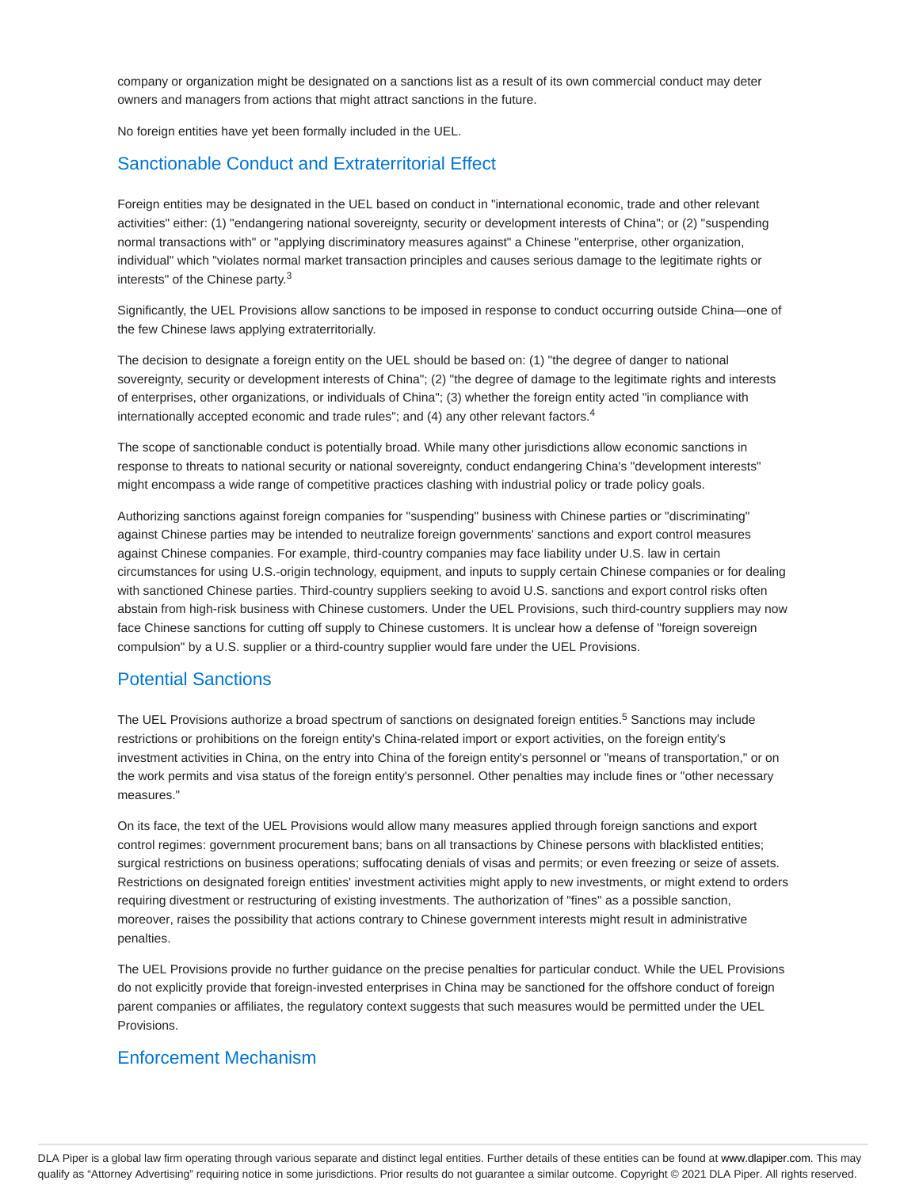company or organization might be designated on a sanctions list as a result of its own commercial conduct may deter owners and managers from actions that might attract sanctions in the future.

No foreign entities have yet been formally included in the UEL.

## Sanctionable Conduct and Extraterritorial Effect

Foreign entities may be designated in the UEL based on conduct in "international economic, trade and other relevant activities" either: (1) "endangering national sovereignty, security or development interests of China"; or (2) "suspending normal transactions with" or "applying discriminatory measures against" a Chinese "enterprise, other organization, individual" which "violates normal market transaction principles and causes serious damage to the legitimate rights or interests" of the Chinese party.[3]

Significantly, the UEL Provisions allow sanctions to be imposed in response to conduct occurring outside China—one of the few Chinese laws applying extraterritorially.

The decision to designate a foreign entity on the UEL should be based on: (1) "the degree of danger to national sovereignty, security or development interests of China"; (2) "the degree of damage to the legitimate rights and interests of enterprises, other organizations, or individuals of China"; (3) whether the foreign entity acted "in compliance with internationally accepted economic and trade rules"; and (4) any other relevant factors.[4]

The scope of sanctionable conduct is potentially broad. While many other jurisdictions allow economic sanctions in response to threats to national security or national sovereignty, conduct endangering China's "development interests" might encompass a wide range of competitive practices clashing with industrial policy or trade policy goals.

Authorizing sanctions against foreign companies for "suspending" business with Chinese parties or "discriminating" against Chinese parties may be intended to neutralize foreign governments' sanctions and export control measures against Chinese companies. For example, third-country companies may face liability under U.S. law in certain circumstances for using U.S.-origin technology, equipment, and inputs to supply certain Chinese companies or for dealing with sanctioned Chinese parties. Third-country suppliers seeking to avoid U.S. sanctions and export control risks often abstain from high-risk business with Chinese customers. Under the UEL Provisions, such third-country suppliers may now face Chinese sanctions for cutting off supply to Chinese customers. It is unclear how a defense of "foreign sovereign compulsion" by a U.S. supplier or a third-country supplier would fare under the UEL Provisions.

## Potential Sanctions

The UEL Provisions authorize a broad spectrum of sanctions on designated foreign entities.[5] Sanctions may include restrictions or prohibitions on the foreign entity's China-related import or export activities, on the foreign entity's investment activities in China, on the entry into China of the foreign entity's personnel or "means of transportation," or on the work permits and visa status of the foreign entity's personnel. Other penalties may include fines or "other necessary measures."

On its face, the text of the UEL Provisions would allow many measures applied through foreign sanctions and export control regimes: government procurement bans; bans on all transactions by Chinese persons with blacklisted entities; surgical restrictions on business operations; suffocating denials of visas and permits; or even freezing or seize of assets. Restrictions on designated foreign entities' investment activities might apply to new investments, or might extend to orders requiring divestment or restructuring of existing investments. The authorization of "fines" as a possible sanction, moreover, raises the possibility that actions contrary to Chinese government interests might result in administrative penalties.

The UEL Provisions provide no further guidance on the precise penalties for particular conduct. While the UEL Provisions do not explicitly provide that foreign-invested enterprises in China may be sanctioned for the offshore conduct of foreign parent companies or affiliates, the regulatory context suggests that such measures would be permitted under the UEL Provisions.

## Enforcement Mechanism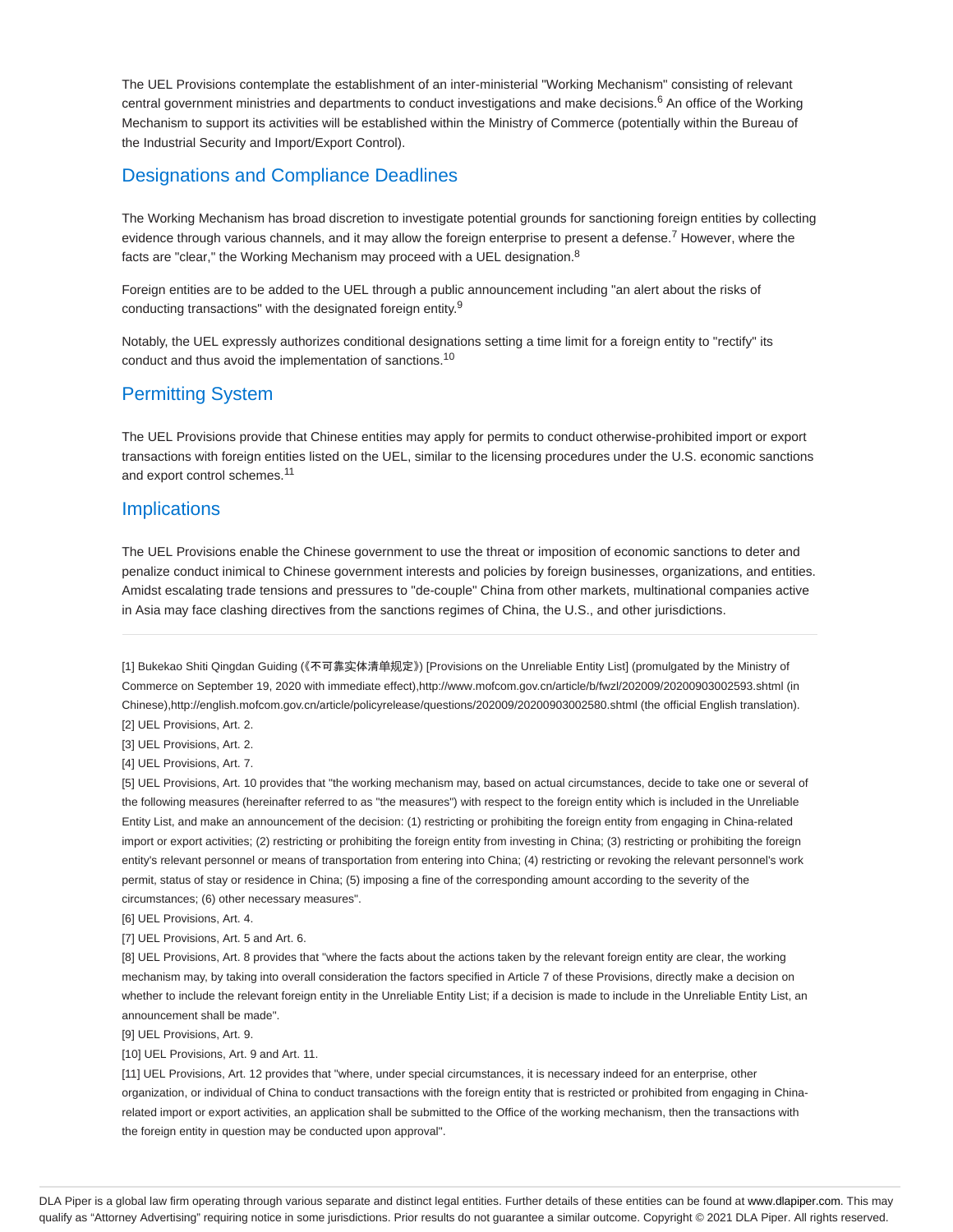The UEL Provisions contemplate the establishment of an inter-ministerial "Working Mechanism" consisting of relevant central government ministries and departments to conduct investigations and make decisions.[6] An office of the Working Mechanism to support its activities will be established within the Ministry of Commerce (potentially within the Bureau of the Industrial Security and Import/Export Control).

## Designations and Compliance Deadlines

The Working Mechanism has broad discretion to investigate potential grounds for sanctioning foreign entities by collecting evidence through various channels, and it may allow the foreign enterprise to present a defense.[7] However, where the facts are "clear," the Working Mechanism may proceed with a UEL designation.[8]

Foreign entities are to be added to the UEL through a public announcement including "an alert about the risks of conducting transactions" with the designated foreign entity.[9]

Notably, the UEL expressly authorizes conditional designations setting a time limit for a foreign entity to "rectify" its conduct and thus avoid the implementation of sanctions.[10]

## Permitting System

The UEL Provisions provide that Chinese entities may apply for permits to conduct otherwise-prohibited import or export transactions with foreign entities listed on the UEL, similar to the licensing procedures under the U.S. economic sanctions and export control schemes.[11]

## Implications

The UEL Provisions enable the Chinese government to use the threat or imposition of economic sanctions to deter and penalize conduct inimical to Chinese government interests and policies by foreign businesses, organizations, and entities. Amidst escalating trade tensions and pressures to "de-couple" China from other markets, multinational companies active in Asia may face clashing directives from the sanctions regimes of China, the U.S., and other jurisdictions.

---

[1] Bukekao Shiti Qingdan Guiding (《不可靠实体清单规定》) [Provisions on the Unreliable Entity List] (promulgated by the Ministry of Commerce on September 19, 2020 with immediate effect),http://www.mofcom.gov.cn/article/b/fwzl/202009/20200903002593.shtml (in Chinese),http://english.mofcom.gov.cn/article/policyrelease/questions/202009/20200903002580.shtml (the official English translation).

[2] UEL Provisions, Art. 2.

[3] UEL Provisions, Art. 2.

[4] UEL Provisions, Art. 7.

[5] UEL Provisions, Art. 10 provides that "the working mechanism may, based on actual circumstances, decide to take one or several of the following measures (hereinafter referred to as "the measures") with respect to the foreign entity which is included in the Unreliable Entity List, and make an announcement of the decision: (1) restricting or prohibiting the foreign entity from engaging in China-related import or export activities; (2) restricting or prohibiting the foreign entity from investing in China; (3) restricting or prohibiting the foreign entity's relevant personnel or means of transportation from entering into China; (4) restricting or revoking the relevant personnel's work permit, status of stay or residence in China; (5) imposing a fine of the corresponding amount according to the severity of the circumstances; (6) other necessary measures".

[6] UEL Provisions, Art. 4.

[7] UEL Provisions, Art. 5 and Art. 6.

[8] UEL Provisions, Art. 8 provides that "where the facts about the actions taken by the relevant foreign entity are clear, the working mechanism may, by taking into overall consideration the factors specified in Article 7 of these Provisions, directly make a decision on whether to include the relevant foreign entity in the Unreliable Entity List; if a decision is made to include in the Unreliable Entity List, an announcement shall be made".

[9] UEL Provisions, Art. 9.

[10] UEL Provisions, Art. 9 and Art. 11.

[11] UEL Provisions, Art. 12 provides that "where, under special circumstances, it is necessary indeed for an enterprise, other organization, or individual of China to conduct transactions with the foreign entity that is restricted or prohibited from engaging in China-related import or export activities, an application shall be submitted to the Office of the working mechanism, then the transactions with the foreign entity in question may be conducted upon approval".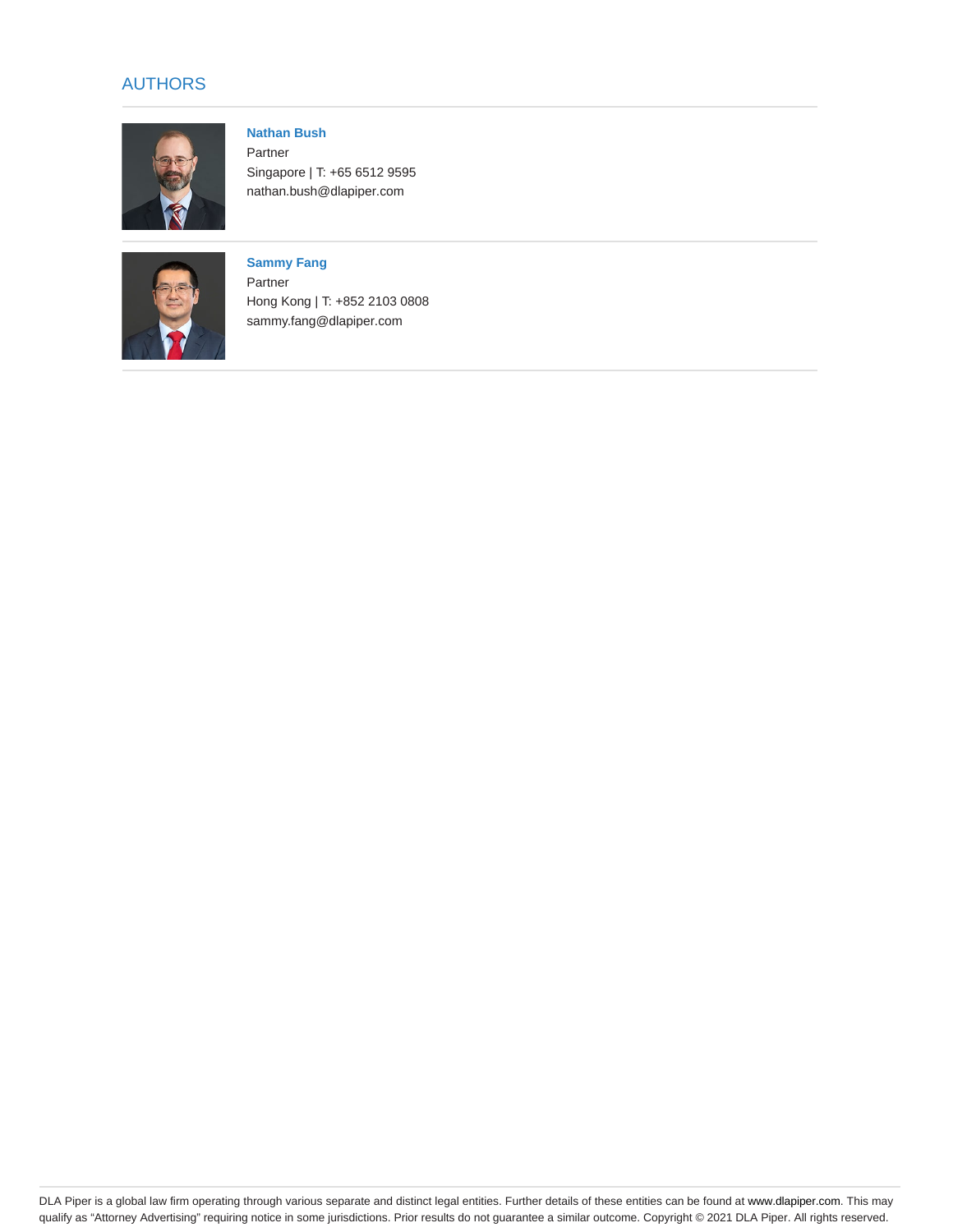## AUTHORS

**Nathan Bush**
Partner
Singapore | T: +65 6512 9595
nathan.bush@dlapiper.com

**Sammy Fang**
Partner
Hong Kong | T: +852 2103 0808
sammy.fang@dlapiper.com

DLA Piper is a global law firm operating through various separate and distinct legal entities. Further details of these entities can be found at www.dlapiper.com. This may qualify as "Attorney Advertising" requiring notice in some jurisdictions. Prior results do not guarantee a similar outcome. Copyright © 2021 DLA Piper. All rights reserved.